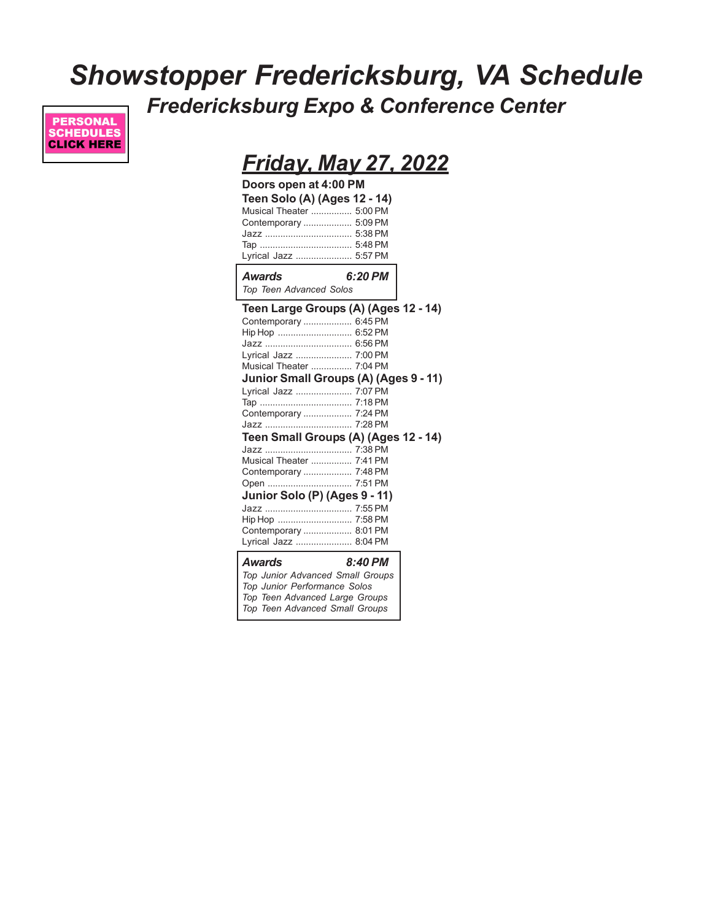# *Showstopper Fredericksburg, VA Schedule*

## *Fredericksburg Expo & Conference Center*

**PERSONAL SCHEDULES CLICK HERE**

## *Friday, May 27, 2022*

**Doors open at 4:00 PM**

**Teen Solo (A) (Ages 12 - 14)**

Musical Theater ................ 5:00 PM
Contemporary ................... 5:09 PM
Jazz .................................. 5:38 PM
Tap .................................... 5:48 PM
Lyrical Jazz ...................... 5:57 PM

***Awards*** ***6:20 PM***
*Top Teen Advanced Solos*

**Teen Large Groups (A) (Ages 12 - 14)**

Contemporary ................... 6:45 PM
Hip Hop ............................. 6:52 PM
Jazz .................................. 6:56 PM
Lyrical Jazz ...................... 7:00 PM
Musical Theater ................ 7:04 PM

**Junior Small Groups (A) (Ages 9 - 11)**

Lyrical Jazz ...................... 7:07 PM
Tap .................................... 7:18 PM
Contemporary ................... 7:24 PM
Jazz .................................. 7:28 PM

**Teen Small Groups (A) (Ages 12 - 14)**

Jazz .................................. 7:38 PM
Musical Theater ................ 7:41 PM
Contemporary ................... 7:48 PM
Open ................................. 7:51 PM

**Junior Solo (P) (Ages 9 - 11)**

Jazz .................................. 7:55 PM
Hip Hop ............................. 7:58 PM
Contemporary ................... 8:01 PM
Lyrical Jazz ...................... 8:04 PM

***Awards*** ***8:40 PM***
*Top Junior Advanced Small Groups*
*Top Junior Performance Solos*
*Top Teen Advanced Large Groups*
*Top Teen Advanced Small Groups*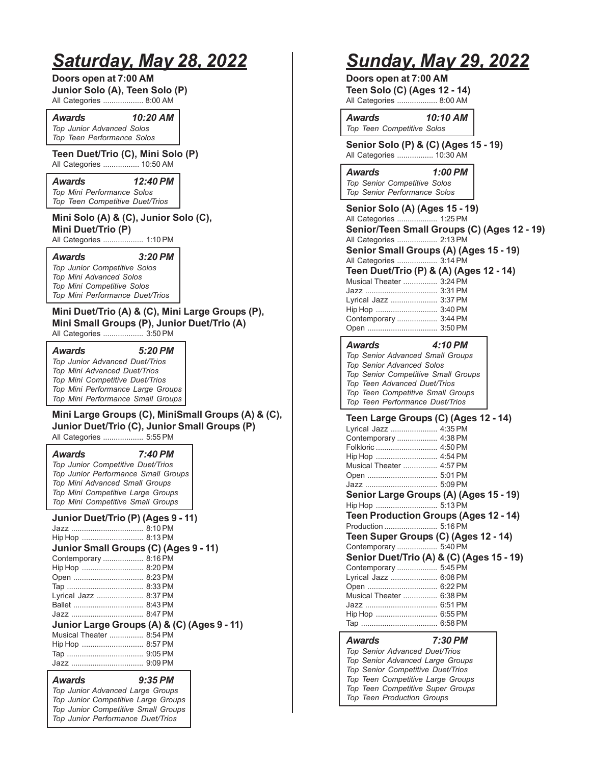# Saturday, May 28, 2022

**Doors open at 7:00 AM**

**Junior Solo (A), Teen Solo (P)**

All Categories ................... 8:00 AM

> ***Awards*** ***10:20 AM***
> *Top Junior Advanced Solos*
> *Top Teen Performance Solos*

**Teen Duet/Trio (C), Mini Solo (P)**

All Categories ................. 10:50 AM

> ***Awards*** ***12:40 PM***
> *Top Mini Performance Solos*
> *Top Teen Competitive Duet/Trios*

**Mini Solo (A) & (C), Junior Solo (C), Mini Duet/Trio (P)**

All Categories ................... 1:10 PM

> ***Awards*** ***3:20 PM***
> *Top Junior Competitive Solos*
> *Top Mini Advanced Solos*
> *Top Mini Competitive Solos*
> *Top Mini Performance Duet/Trios*

**Mini Duet/Trio (A) & (C), Mini Large Groups (P), Mini Small Groups (P), Junior Duet/Trio (A)**

All Categories ................... 3:50 PM

> ***Awards*** ***5:20 PM***
> *Top Junior Advanced Duet/Trios*
> *Top Mini Advanced Duet/Trios*
> *Top Mini Competitive Duet/Trios*
> *Top Mini Performance Large Groups*
> *Top Mini Performance Small Groups*

**Mini Large Groups (C), MiniSmall Groups (A) & (C), Junior Duet/Trio (C), Junior Small Groups (P)**

All Categories ................... 5:55 PM

> ***Awards*** ***7:40 PM***
> *Top Junior Competitive Duet/Trios*
> *Top Junior Performance Small Groups*
> *Top Mini Advanced Small Groups*
> *Top Mini Competitive Large Groups*
> *Top Mini Competitive Small Groups*

**Junior Duet/Trio (P) (Ages 9 - 11)**

Jazz ................................. 8:10 PM
Hip Hop ............................ 8:13 PM

**Junior Small Groups (C) (Ages 9 - 11)**

Contemporary ................... 8:16 PM
Hip Hop ............................ 8:20 PM
Open ................................ 8:23 PM
Tap ................................... 8:33 PM
Lyrical Jazz ...................... 8:37 PM
Ballet ................................ 8:43 PM
Jazz ................................. 8:47 PM

**Junior Large Groups (A) & (C) (Ages 9 - 11)**

Musical Theater ................ 8:54 PM
Hip Hop ............................ 8:57 PM
Tap ................................... 9:05 PM
Jazz ................................. 9:09 PM

> ***Awards*** ***9:35 PM***
> *Top Junior Advanced Large Groups*
> *Top Junior Competitive Large Groups*
> *Top Junior Competitive Small Groups*
> *Top Junior Performance Duet/Trios*

# Sunday, May 29, 2022

**Doors open at 7:00 AM**

**Teen Solo (C) (Ages 12 - 14)**

All Categories ................... 8:00 AM

> ***Awards*** ***10:10 AM***
> *Top Teen Competitive Solos*

**Senior Solo (P) & (C) (Ages 15 - 19)**

All Categories ................. 10:30 AM

> ***Awards*** ***1:00 PM***
> *Top Senior Competitive Solos*
> *Top Senior Performance Solos*

**Senior Solo (A) (Ages 15 - 19)**

All Categories ................... 1:25 PM

**Senior/Teen Small Groups (C) (Ages 12 - 19)**

All Categories ................... 2:13 PM

**Senior Small Groups (A) (Ages 15 - 19)**

All Categories ................... 3:14 PM

**Teen Duet/Trio (P) & (A) (Ages 12 - 14)**

Musical Theater ................ 3:24 PM
Jazz ................................. 3:31 PM
Lyrical Jazz ...................... 3:37 PM
Hip Hop ............................ 3:40 PM
Contemporary ................... 3:44 PM
Open ................................ 3:50 PM

> ***Awards*** ***4:10 PM***
> *Top Senior Advanced Small Groups*
> *Top Senior Advanced Solos*
> *Top Senior Competitive Small Groups*
> *Top Teen Advanced Duet/Trios*
> *Top Teen Competitive Small Groups*
> *Top Teen Performance Duet/Trios*

**Teen Large Groups (C) (Ages 12 - 14)**

Lyrical Jazz ...................... 4:35 PM
Contemporary ................... 4:38 PM
Folkloric ............................ 4:50 PM
Hip Hop ............................ 4:54 PM
Musical Theater ................ 4:57 PM
Open ................................ 5:01 PM
Jazz ................................. 5:09 PM

**Senior Large Groups (A) (Ages 15 - 19)**

Hip Hop ............................ 5:13 PM

**Teen Production Groups (Ages 12 - 14)**

Production ......................... 5:16 PM

**Teen Super Groups (C) (Ages 12 - 14)**

Contemporary ................... 5:40 PM

**Senior Duet/Trio (A) & (C) (Ages 15 - 19)**

Contemporary ................... 5:45 PM
Lyrical Jazz ...................... 6:08 PM
Open ................................ 6:22 PM
Musical Theater ................ 6:38 PM
Jazz ................................. 6:51 PM
Hip Hop ............................ 6:55 PM
Tap ................................... 6:58 PM

> ***Awards*** ***7:30 PM***
> *Top Senior Advanced Duet/Trios*
> *Top Senior Advanced Large Groups*
> *Top Senior Competitive Duet/Trios*
> *Top Teen Competitive Large Groups*
> *Top Teen Competitive Super Groups*
> *Top Teen Production Groups*